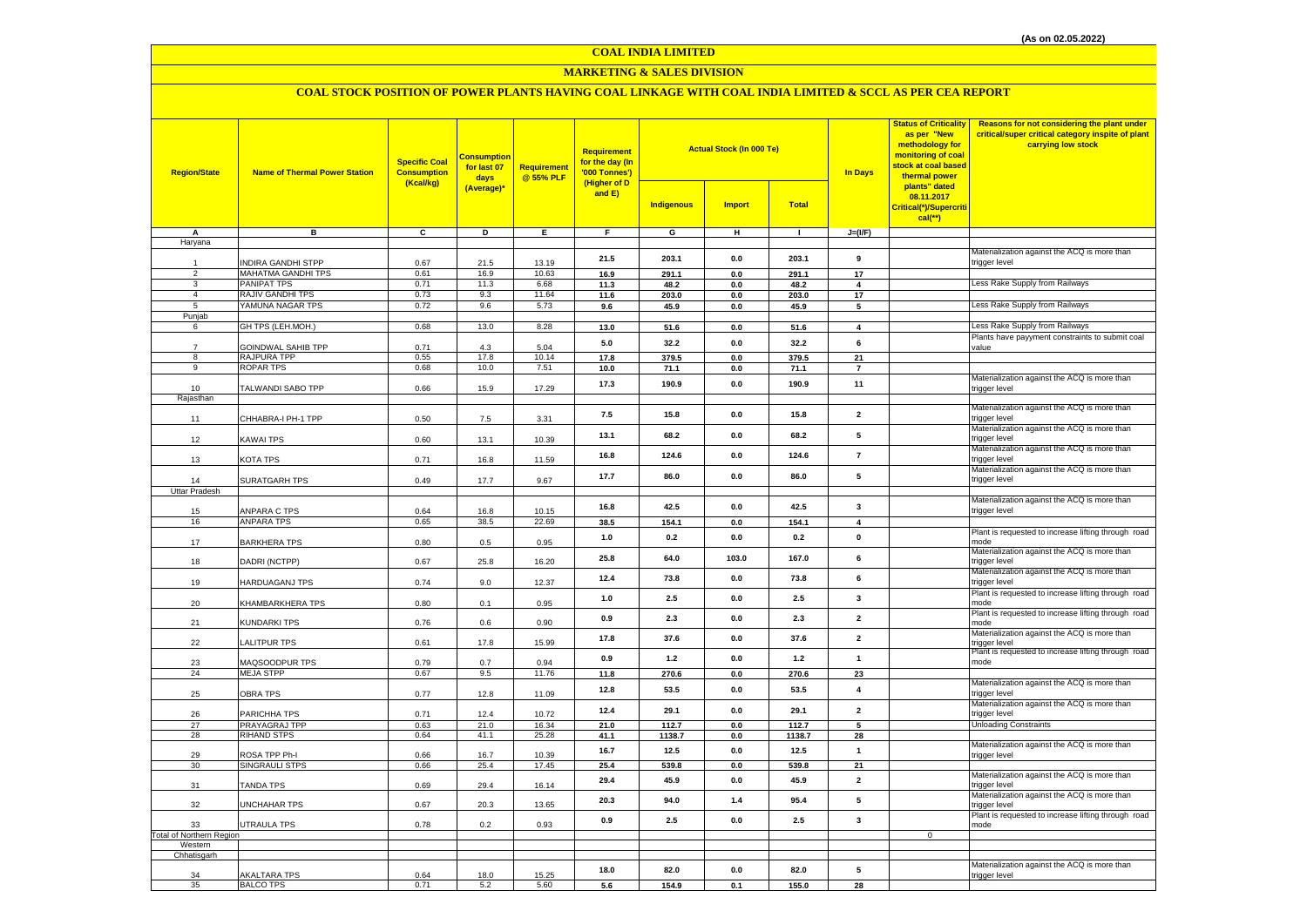(As on 02.05.2022)

# COAL INDIA LIMITED

## MARKETING & SALES DIVISION

### COAL STOCK POSITION OF POWER PLANTS HAVING COAL LINKAGE WITH COAL INDIA LIMITED & SCCL AS PER CEA REPORT

| Region/State | Name of Thermal Power Station | Specific Coal Consumption (Kcal/kg) | Consumption for last 07 days (Average)* | Requirement @ 55% PLF | Requirement for the day (In '000 Tonnes') (Higher of D and E) | Actual Stock (In 000 Te) | | | In Days | Status of Criticality as per "New methodology for monitoring of coal stock at coal based thermal power plants" dated 08.11.2017 Critical(*)/Supercritical(**) | Reasons for not considering the plant under critical/super critical category inspite of plant carrying low stock |
|---|---|---|---|---|---|---|---|---|---|---|---|
| | | | | | | Indigenous | Import | Total | | | |
| A | B | C | D | E | F | G | H | I | J=(I/F) | | |
| Haryana | | | | | | | | | | | |
| 1 | INDIRA GANDHI STPP | 0.67 | 21.5 | 13.19 | 21.5 | 203.1 | 0.0 | 203.1 | 9 | | Materialization against the ACQ is more than trigger level |
| 2 | MAHATMA GANDHI TPS | 0.61 | 16.9 | 10.63 | 16.9 | 291.1 | 0.0 | 291.1 | 17 | | |
| 3 | PANIPAT TPS | 0.71 | 11.3 | 6.68 | 11.3 | 48.2 | 0.0 | 48.2 | 4 | | Less Rake Supply from Railways |
| 4 | RAJIV GANDHI TPS | 0.73 | 9.3 | 11.64 | 11.6 | 203.0 | 0.0 | 203.0 | 17 | | |
| 5 | YAMUNA NAGAR TPS | 0.72 | 9.6 | 5.73 | 9.6 | 45.9 | 0.0 | 45.9 | 5 | | Less Rake Supply from Railways |
| Punjab | | | | | | | | | | | |
| 6 | GH TPS (LEH.MOH.) | 0.68 | 13.0 | 8.28 | 13.0 | 51.6 | 0.0 | 51.6 | 4 | | Less Rake Supply from Railways |
| 7 | GOINDWAL SAHIB TPP | 0.71 | 4.3 | 5.04 | 5.0 | 32.2 | 0.0 | 32.2 | 6 | | Plants have payyment constraints to submit coal value |
| 8 | RAJPURA TPP | 0.55 | 17.8 | 10.14 | 17.8 | 379.5 | 0.0 | 379.5 | 21 | | |
| 9 | ROPAR TPS | 0.68 | 10.0 | 7.51 | 10.0 | 71.1 | 0.0 | 71.1 | 7 | | |
| 10 | TALWANDI SABO TPP | 0.66 | 15.9 | 17.29 | 17.3 | 190.9 | 0.0 | 190.9 | 11 | | Materialization against the ACQ is more than trigger level |
| Rajasthan | | | | | | | | | | | |
| 11 | CHHABRA-I PH-1 TPP | 0.50 | 7.5 | 3.31 | 7.5 | 15.8 | 0.0 | 15.8 | 2 | | Materialization against the ACQ is more than trigger level |
| 12 | KAWAI TPS | 0.60 | 13.1 | 10.39 | 13.1 | 68.2 | 0.0 | 68.2 | 5 | | Materialization against the ACQ is more than trigger level |
| 13 | KOTA TPS | 0.71 | 16.8 | 11.59 | 16.8 | 124.6 | 0.0 | 124.6 | 7 | | Materialization against the ACQ is more than trigger level |
| 14 | SURATGARH TPS | 0.49 | 17.7 | 9.67 | 17.7 | 86.0 | 0.0 | 86.0 | 5 | | Materialization against the ACQ is more than trigger level |
| Uttar Pradesh | | | | | | | | | | | |
| 15 | ANPARA C TPS | 0.64 | 16.8 | 10.15 | 16.8 | 42.5 | 0.0 | 42.5 | 3 | | Materialization against the ACQ is more than trigger level |
| 16 | ANPARA TPS | 0.65 | 38.5 | 22.69 | 38.5 | 154.1 | 0.0 | 154.1 | 4 | | |
| 17 | BARKHERA TPS | 0.80 | 0.5 | 0.95 | 1.0 | 0.2 | 0.0 | 0.2 | 0 | | Plant is requested to increase lifting through road mode |
| 18 | DADRI (NCTPP) | 0.67 | 25.8 | 16.20 | 25.8 | 64.0 | 103.0 | 167.0 | 6 | | Materialization against the ACQ is more than trigger level |
| 19 | HARDUAGANJ TPS | 0.74 | 9.0 | 12.37 | 12.4 | 73.8 | 0.0 | 73.8 | 6 | | Materialization against the ACQ is more than trigger level |
| 20 | KHAMBARKHERA TPS | 0.80 | 0.1 | 0.95 | 1.0 | 2.5 | 0.0 | 2.5 | 3 | | Plant is requested to increase lifting through road mode |
| 21 | KUNDARKI TPS | 0.76 | 0.6 | 0.90 | 0.9 | 2.3 | 0.0 | 2.3 | 2 | | Plant is requested to increase lifting through road mode |
| 22 | LALITPUR TPS | 0.61 | 17.8 | 15.99 | 17.8 | 37.6 | 0.0 | 37.6 | 2 | | Materialization against the ACQ is more than trigger level |
| 23 | MAQSOODPUR TPS | 0.79 | 0.7 | 0.94 | 0.9 | 1.2 | 0.0 | 1.2 | 1 | | Plant is requested to increase lifting through road mode |
| 24 | MEJA STPP | 0.67 | 9.5 | 11.76 | 11.8 | 270.6 | 0.0 | 270.6 | 23 | | |
| 25 | OBRA TPS | 0.77 | 12.8 | 11.09 | 12.8 | 53.5 | 0.0 | 53.5 | 4 | | Materialization against the ACQ is more than trigger level |
| 26 | PARICHHA TPS | 0.71 | 12.4 | 10.72 | 12.4 | 29.1 | 0.0 | 29.1 | 2 | | Materialization against the ACQ is more than trigger level |
| 27 | PRAYAGRAJ TPP | 0.63 | 21.0 | 16.34 | 21.0 | 112.7 | 0.0 | 112.7 | 5 | | Unloading Constraints |
| 28 | RIHAND STPS | 0.64 | 41.1 | 25.28 | 41.1 | 1138.7 | 0.0 | 1138.7 | 28 | | |
| 29 | ROSA TPP Ph-I | 0.66 | 16.7 | 10.39 | 16.7 | 12.5 | 0.0 | 12.5 | 1 | | Materialization against the ACQ is more than trigger level |
| 30 | SINGRAULI STPS | 0.66 | 25.4 | 17.45 | 25.4 | 539.8 | 0.0 | 539.8 | 21 | | |
| 31 | TANDA TPS | 0.69 | 29.4 | 16.14 | 29.4 | 45.9 | 0.0 | 45.9 | 2 | | Materialization against the ACQ is more than trigger level |
| 32 | UNCHAHAR TPS | 0.67 | 20.3 | 13.65 | 20.3 | 94.0 | 1.4 | 95.4 | 5 | | Materialization against the ACQ is more than trigger level |
| 33 | UTRAULA TPS | 0.78 | 0.2 | 0.93 | 0.9 | 2.5 | 0.0 | 2.5 | 3 | | Plant is requested to increase lifting through road mode |
| Total of Northern Region | | | | | | | | | | 0 | |
| Western | | | | | | | | | | | |
| Chhatisgarh | | | | | | | | | | | |
| 34 | AKALTARA TPS | 0.64 | 18.0 | 15.25 | 18.0 | 82.0 | 0.0 | 82.0 | 5 | | Materialization against the ACQ is more than trigger level |
| 35 | BALCO TPS | 0.71 | 5.2 | 5.60 | 5.6 | 154.9 | 0.1 | 155.0 | 28 | | |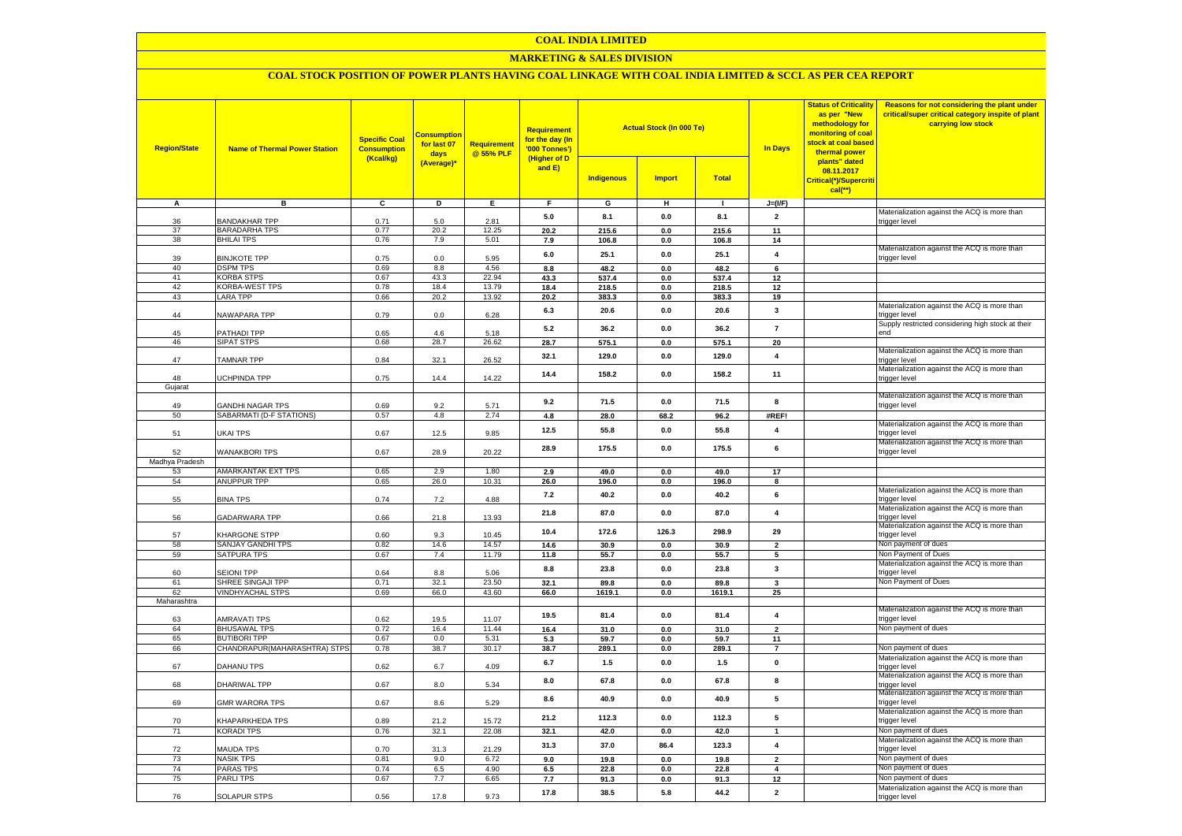# COAL INDIA LIMITED

## MARKETING & SALES DIVISION

### COAL STOCK POSITION OF POWER PLANTS HAVING COAL LINKAGE WITH COAL INDIA LIMITED & SCCL AS PER CEA REPORT

| Region/State | Name of Thermal Power Station | Specific Coal Consumption (Kcal/kg) | Consumption for last 07 days (Average)* | Requirement @ 55% PLF | Requirement for the day (In '000 Tonnes') (Higher of D and E) | Actual Stock (In 000 Te) | | | In Days | Status of Criticality as per "New methodology for monitoring of coal stock at coal based thermal power plants" dated 08.11.2017 Critical(*)/Supercritical(**) | Reasons for not considering the plant under critical/super critical category inspite of plant carrying low stock |
|---|---|---|---|---|---|---|---|---|---|---|---|
| | | | | | | Indigenous | Import | Total | | | |
| A | B | C | D | E | F | G | H | I | J=(I/F) | | |
| 36 | BANDAKHAR TPP | 0.71 | 5.0 | 2.81 | 5.0 | 8.1 | 0.0 | 8.1 | 2 | | Materialization against the ACQ is more than trigger level |
| 37 | BARADARHA TPS | 0.77 | 20.2 | 12.25 | 20.2 | 215.6 | 0.0 | 215.6 | 11 | | |
| 38 | BHILAI TPS | 0.76 | 7.9 | 5.01 | 7.9 | 106.8 | 0.0 | 106.8 | 14 | | |
| 39 | BINJKOTE TPP | 0.75 | 0.0 | 5.95 | 6.0 | 25.1 | 0.0 | 25.1 | 4 | | Materialization against the ACQ is more than trigger level |
| 40 | DSPM TPS | 0.69 | 8.8 | 4.56 | 8.8 | 48.2 | 0.0 | 48.2 | 6 | | |
| 41 | KORBA STPS | 0.67 | 43.3 | 22.94 | 43.3 | 537.4 | 0.0 | 537.4 | 12 | | |
| 42 | KORBA-WEST TPS | 0.78 | 18.4 | 13.79 | 18.4 | 218.5 | 0.0 | 218.5 | 12 | | |
| 43 | LARA TPP | 0.66 | 20.2 | 13.92 | 20.2 | 383.3 | 0.0 | 383.3 | 19 | | |
| 44 | NAWAPARA TPP | 0.79 | 0.0 | 6.28 | 6.3 | 20.6 | 0.0 | 20.6 | 3 | | Materialization against the ACQ is more than trigger level |
| 45 | PATHADI TPP | 0.65 | 4.6 | 5.18 | 5.2 | 36.2 | 0.0 | 36.2 | 7 | | Supply restricted considering high stock at their end |
| 46 | SIPAT STPS | 0.68 | 28.7 | 26.62 | 28.7 | 575.1 | 0.0 | 575.1 | 20 | | |
| 47 | TAMNAR TPP | 0.84 | 32.1 | 26.52 | 32.1 | 129.0 | 0.0 | 129.0 | 4 | | Materialization against the ACQ is more than trigger level |
| 48 | UCHPINDA TPP | 0.75 | 14.4 | 14.22 | 14.4 | 158.2 | 0.0 | 158.2 | 11 | | Materialization against the ACQ is more than trigger level |
| Gujarat | | | | | | | | | | | |
| 49 | GANDHI NAGAR TPS | 0.69 | 9.2 | 5.71 | 9.2 | 71.5 | 0.0 | 71.5 | 8 | | Materialization against the ACQ is more than trigger level |
| 50 | SABARMATI (D-F STATIONS) | 0.57 | 4.8 | 2.74 | 4.8 | 28.0 | 68.2 | 96.2 | #REF! | | |
| 51 | UKAI TPS | 0.67 | 12.5 | 9.85 | 12.5 | 55.8 | 0.0 | 55.8 | 4 | | Materialization against the ACQ is more than trigger level |
| 52 | WANAKBORI TPS | 0.67 | 28.9 | 20.22 | 28.9 | 175.5 | 0.0 | 175.5 | 6 | | Materialization against the ACQ is more than trigger level |
| Madhya Pradesh | | | | | | | | | | | |
| 53 | AMARKANTAK EXT TPS | 0.65 | 2.9 | 1.80 | 2.9 | 49.0 | 0.0 | 49.0 | 17 | | |
| 54 | ANUPPUR TPP | 0.65 | 26.0 | 10.31 | 26.0 | 196.0 | 0.0 | 196.0 | 8 | | |
| 55 | BINA TPS | 0.74 | 7.2 | 4.88 | 7.2 | 40.2 | 0.0 | 40.2 | 6 | | Materialization against the ACQ is more than trigger level |
| 56 | GADARWARA TPP | 0.66 | 21.8 | 13.93 | 21.8 | 87.0 | 0.0 | 87.0 | 4 | | Materialization against the ACQ is more than trigger level |
| 57 | KHARGONE STPP | 0.60 | 9.3 | 10.45 | 10.4 | 172.6 | 126.3 | 298.9 | 29 | | Materialization against the ACQ is more than trigger level |
| 58 | SANJAY GANDHI TPS | 0.82 | 14.6 | 14.57 | 14.6 | 30.9 | 0.0 | 30.9 | 2 | | Non payment of dues |
| 59 | SATPURA TPS | 0.67 | 7.4 | 11.79 | 11.8 | 55.7 | 0.0 | 55.7 | 5 | | Non Payment of Dues |
| 60 | SEIONI TPP | 0.64 | 8.8 | 5.06 | 8.8 | 23.8 | 0.0 | 23.8 | 3 | | Materialization against the ACQ is more than trigger level |
| 61 | SHREE SINGAJI TPP | 0.71 | 32.1 | 23.50 | 32.1 | 89.8 | 0.0 | 89.8 | 3 | | Non Payment of Dues |
| 62 | VINDHYACHAL STPS | 0.69 | 66.0 | 43.60 | 66.0 | 1619.1 | 0.0 | 1619.1 | 25 | | |
| Maharashtra | | | | | | | | | | | |
| 63 | AMRAVATI TPS | 0.62 | 19.5 | 11.07 | 19.5 | 81.4 | 0.0 | 81.4 | 4 | | Materialization against the ACQ is more than trigger level |
| 64 | BHUSAWAL TPS | 0.72 | 16.4 | 11.44 | 16.4 | 31.0 | 0.0 | 31.0 | 2 | | Non payment of dues |
| 65 | BUTIBORI TPP | 0.67 | 0.0 | 5.31 | 5.3 | 59.7 | 0.0 | 59.7 | 11 | | |
| 66 | CHANDRAPUR(MAHARASHTRA) STPS | 0.78 | 38.7 | 30.17 | 38.7 | 289.1 | 0.0 | 289.1 | 7 | | Non payment of dues |
| 67 | DAHANU TPS | 0.62 | 6.7 | 4.09 | 6.7 | 1.5 | 0.0 | 1.5 | 0 | | Materialization against the ACQ is more than trigger level |
| 68 | DHARIWAL TPP | 0.67 | 8.0 | 5.34 | 8.0 | 67.8 | 0.0 | 67.8 | 8 | | Materialization against the ACQ is more than trigger level |
| 69 | GMR WARORA TPS | 0.67 | 8.6 | 5.29 | 8.6 | 40.9 | 0.0 | 40.9 | 5 | | Materialization against the ACQ is more than trigger level |
| 70 | KHAPARKHEDA TPS | 0.89 | 21.2 | 15.72 | 21.2 | 112.3 | 0.0 | 112.3 | 5 | | Materialization against the ACQ is more than trigger level |
| 71 | KORADI TPS | 0.76 | 32.1 | 22.08 | 32.1 | 42.0 | 0.0 | 42.0 | 1 | | Non payment of dues |
| 72 | MAUDA TPS | 0.70 | 31.3 | 21.29 | 31.3 | 37.0 | 86.4 | 123.3 | 4 | | Materialization against the ACQ is more than trigger level |
| 73 | NASIK TPS | 0.81 | 9.0 | 6.72 | 9.0 | 19.8 | 0.0 | 19.8 | 2 | | Non payment of dues |
| 74 | PARAS TPS | 0.74 | 6.5 | 4.90 | 6.5 | 22.8 | 0.0 | 22.8 | 4 | | Non payment of dues |
| 75 | PARLI TPS | 0.67 | 7.7 | 6.65 | 7.7 | 91.3 | 0.0 | 91.3 | 12 | | Non payment of dues |
| 76 | SOLAPUR STPS | 0.56 | 17.8 | 9.73 | 17.8 | 38.5 | 5.8 | 44.2 | 2 | | Materialization against the ACQ is more than trigger level |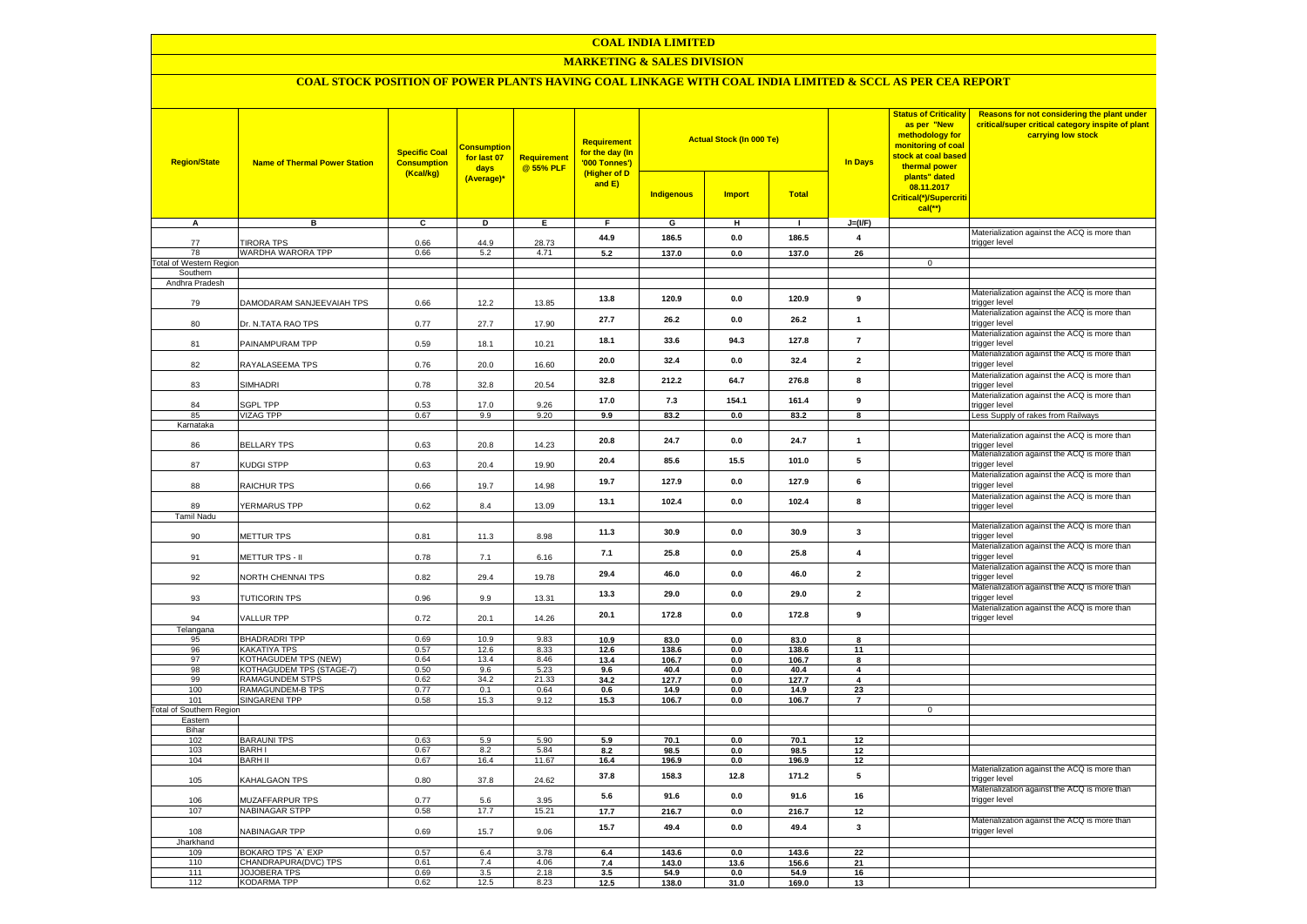# COAL INDIA LIMITED

## MARKETING & SALES DIVISION

### COAL STOCK POSITION OF POWER PLANTS HAVING COAL LINKAGE WITH COAL INDIA LIMITED & SCCL AS PER CEA REPORT

| Region/State | Name of Thermal Power Station | Specific Coal Consumption (Kcal/kg) | Consumption for last 07 days (Average)* | Requirement @ 55% PLF | Requirement for the day (In '000 Tonnes') (Higher of D and E) | Actual Stock (In 000 Te) | | | In Days | Status of Criticality as per "New methodology for monitoring of coal stock at coal based thermal power plants" dated 08.11.2017 Critical(*)/Supercritical(**) | Reasons for not considering the plant under critical/super critical category inspite of plant carrying low stock |
|---|---|---|---|---|---|---|---|---|---|---|---|
| | | | | | | Indigenous | Import | Total | | | |
| A | B | C | D | E | F | G | H | I | J=(I/F) | | |
| 77 | TIRORA TPS | 0.66 | 44.9 | 28.73 | 44.9 | 186.5 | 0.0 | 186.5 | 4 | | Materialization against the ACQ is more than trigger level |
| 78 | WARDHA WARORA TPP | 0.66 | 5.2 | 4.71 | 5.2 | 137.0 | 0.0 | 137.0 | 26 | | |
| Total of Western Region | | | | | | | | | | 0 | |
| Southern | | | | | | | | | | | |
| Andhra Pradesh | | | | | | | | | | | |
| 79 | DAMODARAM SANJEEVAIAH TPS | 0.66 | 12.2 | 13.85 | 13.8 | 120.9 | 0.0 | 120.9 | 9 | | Materialization against the ACQ is more than trigger level |
| 80 | Dr. N.TATA RAO TPS | 0.77 | 27.7 | 17.90 | 27.7 | 26.2 | 0.0 | 26.2 | 1 | | Materialization against the ACQ is more than trigger level |
| 81 | PAINAMPURAM TPP | 0.59 | 18.1 | 10.21 | 18.1 | 33.6 | 94.3 | 127.8 | 7 | | Materialization against the ACQ is more than trigger level |
| 82 | RAYALASEEMA TPS | 0.76 | 20.0 | 16.60 | 20.0 | 32.4 | 0.0 | 32.4 | 2 | | Materialization against the ACQ is more than trigger level |
| 83 | SIMHADRI | 0.78 | 32.8 | 20.54 | 32.8 | 212.2 | 64.7 | 276.8 | 8 | | Materialization against the ACQ is more than trigger level |
| 84 | SGPL TPP | 0.53 | 17.0 | 9.26 | 17.0 | 7.3 | 154.1 | 161.4 | 9 | | Materialization against the ACQ is more than trigger level |
| 85 | VIZAG TPP | 0.67 | 9.9 | 9.20 | 9.9 | 83.2 | 0.0 | 83.2 | 8 | | Less Supply of rakes from Railways |
| Karnataka | | | | | | | | | | | |
| 86 | BELLARY TPS | 0.63 | 20.8 | 14.23 | 20.8 | 24.7 | 0.0 | 24.7 | 1 | | Materialization against the ACQ is more than trigger level |
| 87 | KUDGI STPP | 0.63 | 20.4 | 19.90 | 20.4 | 85.6 | 15.5 | 101.0 | 5 | | Materialization against the ACQ is more than trigger level |
| 88 | RAICHUR TPS | 0.66 | 19.7 | 14.98 | 19.7 | 127.9 | 0.0 | 127.9 | 6 | | Materialization against the ACQ is more than trigger level |
| 89 | YERMARUS TPP | 0.62 | 8.4 | 13.09 | 13.1 | 102.4 | 0.0 | 102.4 | 8 | | Materialization against the ACQ is more than trigger level |
| Tamil Nadu | | | | | | | | | | | |
| 90 | METTUR TPS | 0.81 | 11.3 | 8.98 | 11.3 | 30.9 | 0.0 | 30.9 | 3 | | Materialization against the ACQ is more than trigger level |
| 91 | METTUR TPS - II | 0.78 | 7.1 | 6.16 | 7.1 | 25.8 | 0.0 | 25.8 | 4 | | Materialization against the ACQ is more than trigger level |
| 92 | NORTH CHENNAI TPS | 0.82 | 29.4 | 19.78 | 29.4 | 46.0 | 0.0 | 46.0 | 2 | | Materialization against the ACQ is more than trigger level |
| 93 | TUTICORIN TPS | 0.96 | 9.9 | 13.31 | 13.3 | 29.0 | 0.0 | 29.0 | 2 | | Materialization against the ACQ is more than trigger level |
| 94 | VALLUR TPP | 0.72 | 20.1 | 14.26 | 20.1 | 172.8 | 0.0 | 172.8 | 9 | | Materialization against the ACQ is more than trigger level |
| Telangana | | | | | | | | | | | |
| 95 | BHADRADRI TPP | 0.69 | 10.9 | 9.83 | 10.9 | 83.0 | 0.0 | 83.0 | 8 | | |
| 96 | KAKATIYA TPS | 0.57 | 12.6 | 8.33 | 12.6 | 138.6 | 0.0 | 138.6 | 11 | | |
| 97 | KOTHAGUDEM TPS (NEW) | 0.64 | 13.4 | 8.46 | 13.4 | 106.7 | 0.0 | 106.7 | 8 | | |
| 98 | KOTHAGUDEM TPS (STAGE-7) | 0.50 | 9.6 | 5.23 | 9.6 | 40.4 | 0.0 | 40.4 | 4 | | |
| 99 | RAMAGUNDEM STPS | 0.62 | 34.2 | 21.33 | 34.2 | 127.7 | 0.0 | 127.7 | 4 | | |
| 100 | RAMAGUNDEM-B TPS | 0.77 | 0.1 | 0.64 | 0.6 | 14.9 | 0.0 | 14.9 | 23 | | |
| 101 | SINGARENI TPP | 0.58 | 15.3 | 9.12 | 15.3 | 106.7 | 0.0 | 106.7 | 7 | | |
| Total of Southern Region | | | | | | | | | | 0 | |
| Eastern | | | | | | | | | | | |
| Bihar | | | | | | | | | | | |
| 102 | BARAUNI TPS | 0.63 | 5.9 | 5.90 | 5.9 | 70.1 | 0.0 | 70.1 | 12 | | |
| 103 | BARH I | 0.67 | 8.2 | 5.84 | 8.2 | 98.5 | 0.0 | 98.5 | 12 | | |
| 104 | BARH II | 0.67 | 16.4 | 11.67 | 16.4 | 196.9 | 0.0 | 196.9 | 12 | | |
| 105 | KAHALGAON TPS | 0.80 | 37.8 | 24.62 | 37.8 | 158.3 | 12.8 | 171.2 | 5 | | Materialization against the ACQ is more than trigger level |
| 106 | MUZAFFARPUR TPS | 0.77 | 5.6 | 3.95 | 5.6 | 91.6 | 0.0 | 91.6 | 16 | | Materialization against the ACQ is more than trigger level |
| 107 | NABINAGAR STPP | 0.58 | 17.7 | 15.21 | 17.7 | 216.7 | 0.0 | 216.7 | 12 | | |
| 108 | NABINAGAR TPP | 0.69 | 15.7 | 9.06 | 15.7 | 49.4 | 0.0 | 49.4 | 3 | | Materialization against the ACQ is more than trigger level |
| Jharkhand | | | | | | | | | | | |
| 109 | BOKARO TPS `A` EXP | 0.57 | 6.4 | 3.78 | 6.4 | 143.6 | 0.0 | 143.6 | 22 | | |
| 110 | CHANDRAPURA(DVC) TPS | 0.61 | 7.4 | 4.06 | 7.4 | 143.0 | 13.6 | 156.6 | 21 | | |
| 111 | JOJOBERA TPS | 0.69 | 3.5 | 2.18 | 3.5 | 54.9 | 0.0 | 54.9 | 16 | | |
| 112 | KODARMA TPP | 0.62 | 12.5 | 8.23 | 12.5 | 138.0 | 31.0 | 169.0 | 13 | | |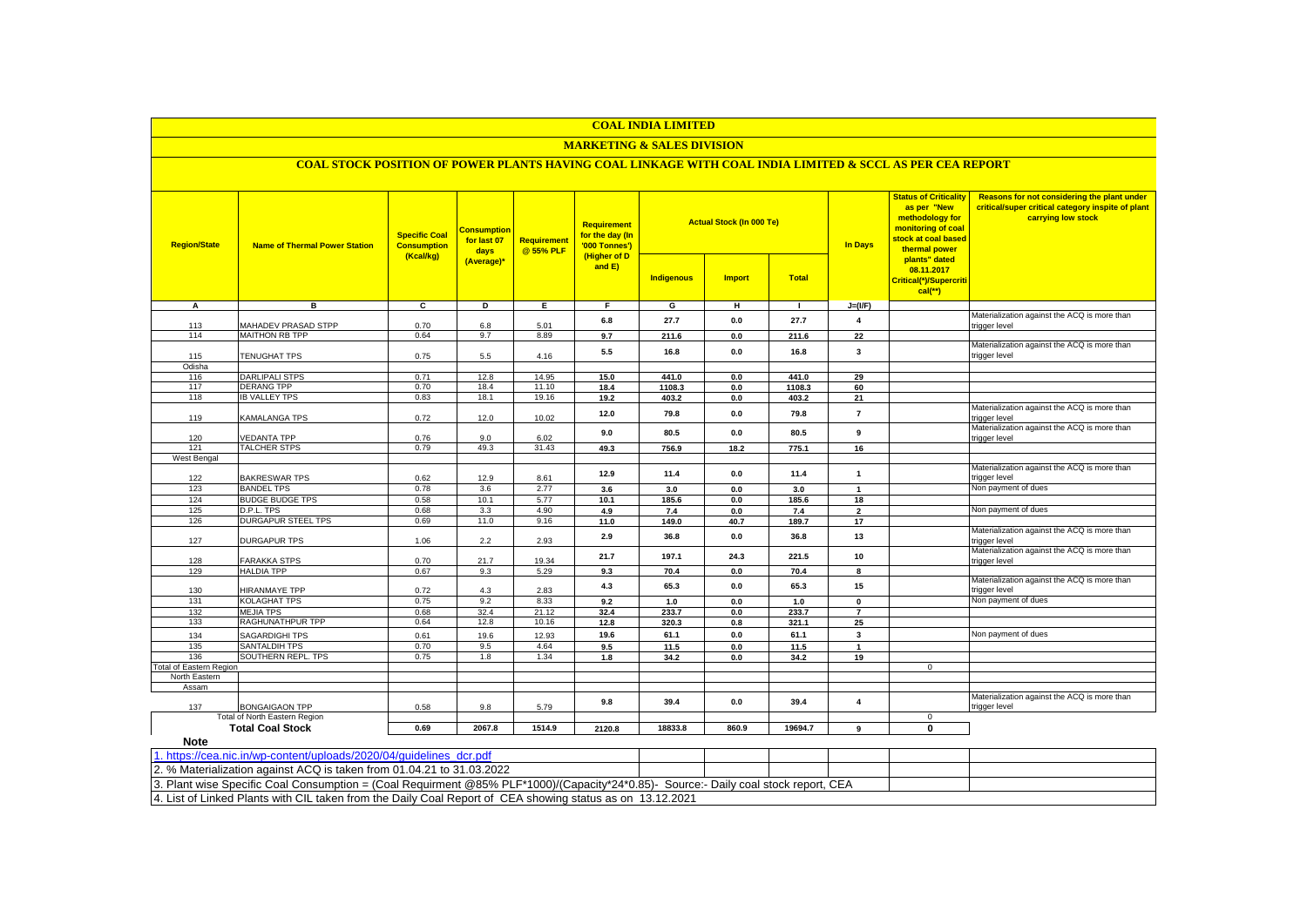# COAL INDIA LIMITED

## MARKETING & SALES DIVISION

### COAL STOCK POSITION OF POWER PLANTS HAVING COAL LINKAGE WITH COAL INDIA LIMITED & SCCL AS PER CEA REPORT

| Region/State | Name of Thermal Power Station | Specific Coal Consumption (Kcal/kg) | Consumption for last 07 days (Average)* | Requirement @ 55% PLF | Requirement for the day (In '000 Tonnes') (Higher of D and E) | Actual Stock (In 000 Te) | | | In Days | Status of Criticality as per "New methodology for monitoring of coal stock at coal based thermal power plants" dated 08.11.2017 Critical(*)/Supercritical(**) | Reasons for not considering the plant under critical/super critical category inspite of plant carrying low stock |
|---|---|---|---|---|---|---|---|---|---|---|---|
| | | | | | | Indigenous | Import | Total | | | |
| A | B | C | D | E | F | G | H | I | J=(I/F) | | |
| 113 | MAHADEV PRASAD STPP | 0.70 | 6.8 | 5.01 | 6.8 | 27.7 | 0.0 | 27.7 | 4 | | Materialization against the ACQ is more than trigger level |
| 114 | MAITHON RB TPP | 0.64 | 9.7 | 8.89 | 9.7 | 211.6 | 0.0 | 211.6 | 22 | | |
| 115 | TENUGHAT TPS | 0.75 | 5.5 | 4.16 | 5.5 | 16.8 | 0.0 | 16.8 | 3 | | Materialization against the ACQ is more than trigger level |
| Odisha | | | | | | | | | | | |
| 116 | DARLIPALI STPS | 0.71 | 12.8 | 14.95 | 15.0 | 441.0 | 0.0 | 441.0 | 29 | | |
| 117 | DERANG TPP | 0.70 | 18.4 | 11.10 | 18.4 | 1108.3 | 0.0 | 1108.3 | 60 | | |
| 118 | IB VALLEY TPS | 0.83 | 18.1 | 19.16 | 19.2 | 403.2 | 0.0 | 403.2 | 21 | | |
| 119 | KAMALANGA TPS | 0.72 | 12.0 | 10.02 | 12.0 | 79.8 | 0.0 | 79.8 | 7 | | Materialization against the ACQ is more than trigger level |
| 120 | VEDANTA TPP | 0.76 | 9.0 | 6.02 | 9.0 | 80.5 | 0.0 | 80.5 | 9 | | Materialization against the ACQ is more than trigger level |
| 121 | TALCHER STPS | 0.79 | 49.3 | 31.43 | 49.3 | 756.9 | 18.2 | 775.1 | 16 | | |
| West Bengal | | | | | | | | | | | |
| 122 | BAKRESWAR TPS | 0.62 | 12.9 | 8.61 | 12.9 | 11.4 | 0.0 | 11.4 | 1 | | Materialization against the ACQ is more than trigger level |
| 123 | BANDEL TPS | 0.78 | 3.6 | 2.77 | 3.6 | 3.0 | 0.0 | 3.0 | 1 | | Non payment of dues |
| 124 | BUDGE BUDGE TPS | 0.58 | 10.1 | 5.77 | 10.1 | 185.6 | 0.0 | 185.6 | 18 | | |
| 125 | D.P.L. TPS | 0.68 | 3.3 | 4.90 | 4.9 | 7.4 | 0.0 | 7.4 | 2 | | Non payment of dues |
| 126 | DURGAPUR STEEL TPS | 0.69 | 11.0 | 9.16 | 11.0 | 149.0 | 40.7 | 189.7 | 17 | | |
| 127 | DURGAPUR TPS | 1.06 | 2.2 | 2.93 | 2.9 | 36.8 | 0.0 | 36.8 | 13 | | Materialization against the ACQ is more than trigger level |
| 128 | FARAKKA STPS | 0.70 | 21.7 | 19.34 | 21.7 | 197.1 | 24.3 | 221.5 | 10 | | Materialization against the ACQ is more than trigger level |
| 129 | HALDIA TPP | 0.67 | 9.3 | 5.29 | 9.3 | 70.4 | 0.0 | 70.4 | 8 | | |
| 130 | HIRANMAYE TPP | 0.72 | 4.3 | 2.83 | 4.3 | 65.3 | 0.0 | 65.3 | 15 | | Materialization against the ACQ is more than trigger level |
| 131 | KOLAGHAT TPS | 0.75 | 9.2 | 8.33 | 9.2 | 1.0 | 0.0 | 1.0 | 0 | | Non payment of dues |
| 132 | MEJIA TPS | 0.68 | 32.4 | 21.12 | 32.4 | 233.7 | 0.0 | 233.7 | 7 | | |
| 133 | RAGHUNATHPUR TPP | 0.64 | 12.8 | 10.16 | 12.8 | 320.3 | 0.8 | 321.1 | 25 | | |
| 134 | SAGARDIGHI TPS | 0.61 | 19.6 | 12.93 | 19.6 | 61.1 | 0.0 | 61.1 | 3 | | Non payment of dues |
| 135 | SANTALDIH TPS | 0.70 | 9.5 | 4.64 | 9.5 | 11.5 | 0.0 | 11.5 | 1 | | |
| 136 | SOUTHERN REPL. TPS | 0.75 | 1.8 | 1.34 | 1.8 | 34.2 | 0.0 | 34.2 | 19 | | |
| Total of Eastern Region | | | | | | | | | | 0 | |
| North Eastern | | | | | | | | | | | |
| Assam | | | | | | | | | | | |
| 137 | BONGAIGAON TPP | 0.58 | 9.8 | 5.79 | 9.8 | 39.4 | 0.0 | 39.4 | 4 | | Materialization against the ACQ is more than trigger level |
| Total of North Eastern Region | | | | | | | | | | 0 | |
| **Total Coal Stock** | | 0.69 | 2067.8 | 1514.9 | 2120.8 | 18833.8 | 860.9 | 19694.7 | 9 | 0 | |

**Note**

1. https://cea.nic.in/wp-content/uploads/2020/04/guidelines_dcr.pdf
2. % Materialization against ACQ is taken from 01.04.21 to 31.03.2022
3. Plant wise Specific Coal Consumption = (Coal Requirment @85% PLF*1000)/(Capacity*24*0.85)- Source:- Daily coal stock report, CEA
4. List of Linked Plants with CIL taken from the Daily Coal Report of CEA showing status as on 13.12.2021